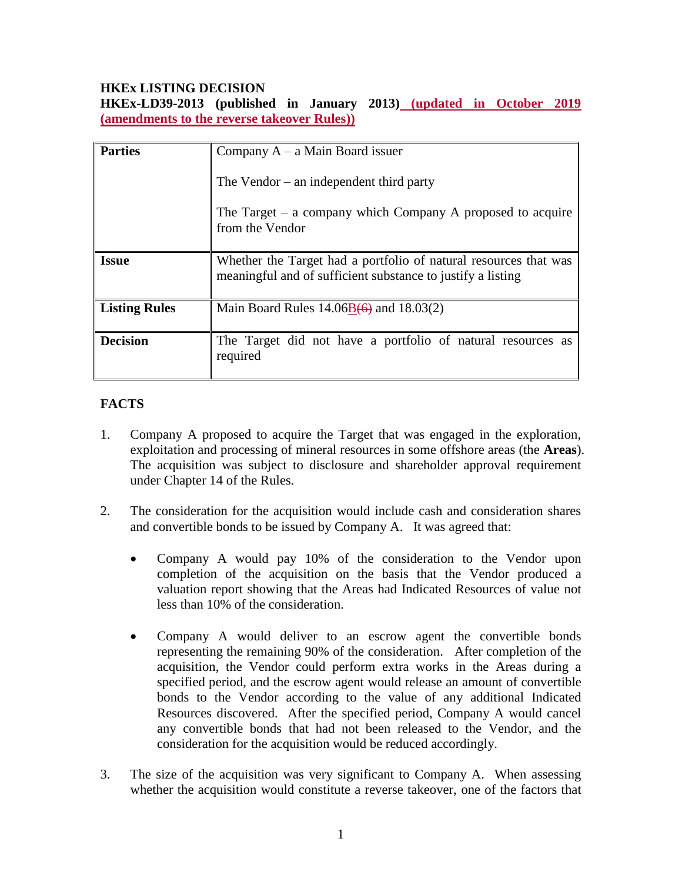**HKEx LISTING DECISION**

**HKEx-LD39-2013 (published in January 2013) (updated in October 2019 (amendments to the reverse takeover Rules))**

| Parties | Company A – a Main Board issuer<br><br>The Vendor – an independent third party<br><br>The Target – a company which Company A proposed to acquire from the Vendor |
|---|---|
| **Issue** | Whether the Target had a portfolio of natural resources that was meaningful and of sufficient substance to justify a listing |
| **Listing Rules** | Main Board Rules 14.06B~~(6)~~ and 18.03(2) |
| **Decision** | The Target did not have a portfolio of natural resources as required |

**FACTS**

1. Company A proposed to acquire the Target that was engaged in the exploration, exploitation and processing of mineral resources in some offshore areas (the **Areas**). The acquisition was subject to disclosure and shareholder approval requirement under Chapter 14 of the Rules.

2. The consideration for the acquisition would include cash and consideration shares and convertible bonds to be issued by Company A. It was agreed that:

   - Company A would pay 10% of the consideration to the Vendor upon completion of the acquisition on the basis that the Vendor produced a valuation report showing that the Areas had Indicated Resources of value not less than 10% of the consideration.

   - Company A would deliver to an escrow agent the convertible bonds representing the remaining 90% of the consideration. After completion of the acquisition, the Vendor could perform extra works in the Areas during a specified period, and the escrow agent would release an amount of convertible bonds to the Vendor according to the value of any additional Indicated Resources discovered. After the specified period, Company A would cancel any convertible bonds that had not been released to the Vendor, and the consideration for the acquisition would be reduced accordingly.

3. The size of the acquisition was very significant to Company A. When assessing whether the acquisition would constitute a reverse takeover, one of the factors that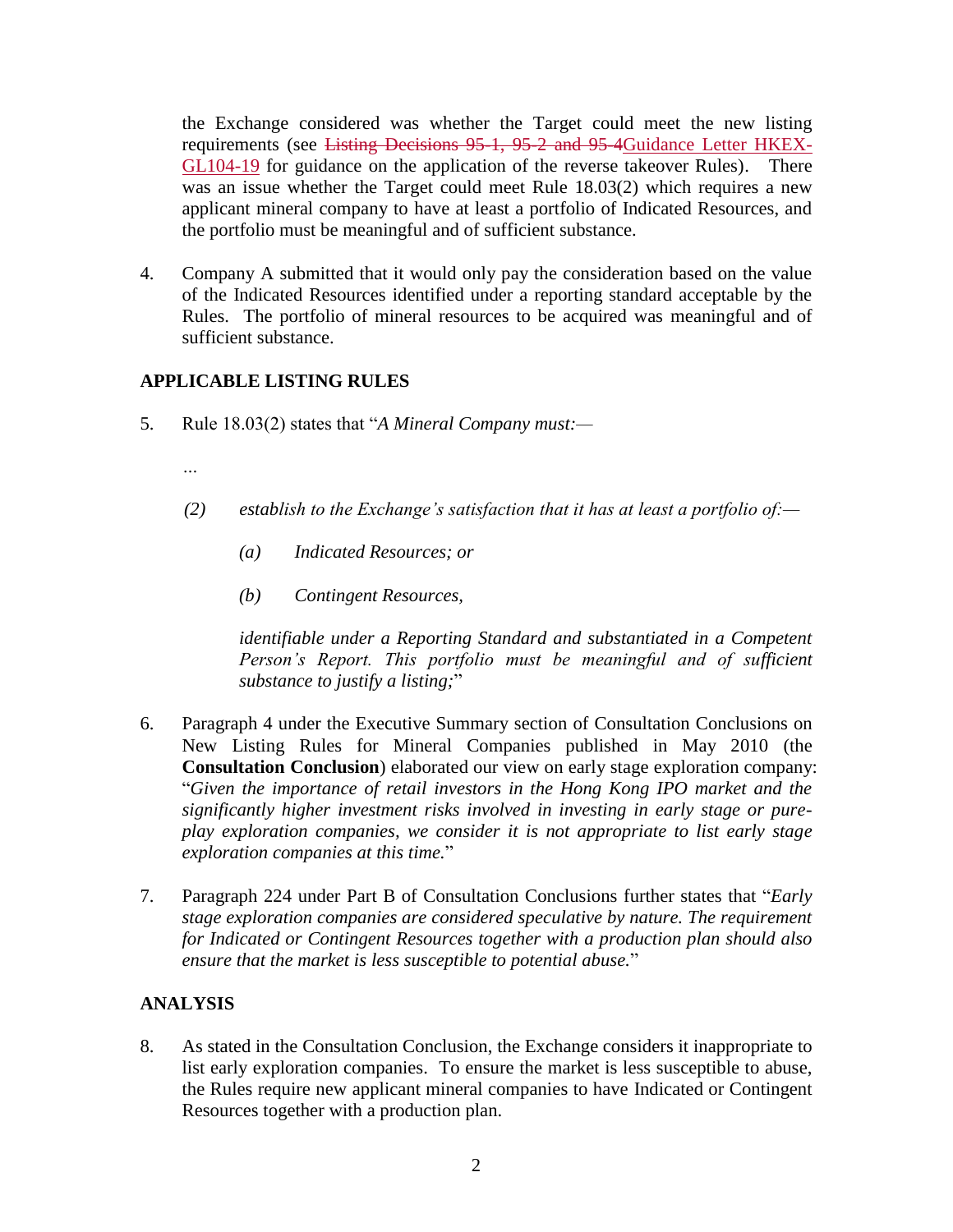the Exchange considered was whether the Target could meet the new listing requirements (see ~~Listing Decisions 95-1, 95-2 and 95-4~~Guidance Letter HKEX-GL104-19 for guidance on the application of the reverse takeover Rules). There was an issue whether the Target could meet Rule 18.03(2) which requires a new applicant mineral company to have at least a portfolio of Indicated Resources, and the portfolio must be meaningful and of sufficient substance.

4. Company A submitted that it would only pay the consideration based on the value of the Indicated Resources identified under a reporting standard acceptable by the Rules. The portfolio of mineral resources to be acquired was meaningful and of sufficient substance.

## APPLICABLE LISTING RULES

5. Rule 18.03(2) states that "*A Mineral Company must:—*

   *...*

   *(2) establish to the Exchange's satisfaction that it has at least a portfolio of:—*

   *(a) Indicated Resources; or*

   *(b) Contingent Resources,*

   *identifiable under a Reporting Standard and substantiated in a Competent Person's Report. This portfolio must be meaningful and of sufficient substance to justify a listing;*"

6. Paragraph 4 under the Executive Summary section of Consultation Conclusions on New Listing Rules for Mineral Companies published in May 2010 (the **Consultation Conclusion**) elaborated our view on early stage exploration company: "*Given the importance of retail investors in the Hong Kong IPO market and the significantly higher investment risks involved in investing in early stage or pure-play exploration companies, we consider it is not appropriate to list early stage exploration companies at this time.*"

7. Paragraph 224 under Part B of Consultation Conclusions further states that "*Early stage exploration companies are considered speculative by nature. The requirement for Indicated or Contingent Resources together with a production plan should also ensure that the market is less susceptible to potential abuse.*"

## ANALYSIS

8. As stated in the Consultation Conclusion, the Exchange considers it inappropriate to list early exploration companies. To ensure the market is less susceptible to abuse, the Rules require new applicant mineral companies to have Indicated or Contingent Resources together with a production plan.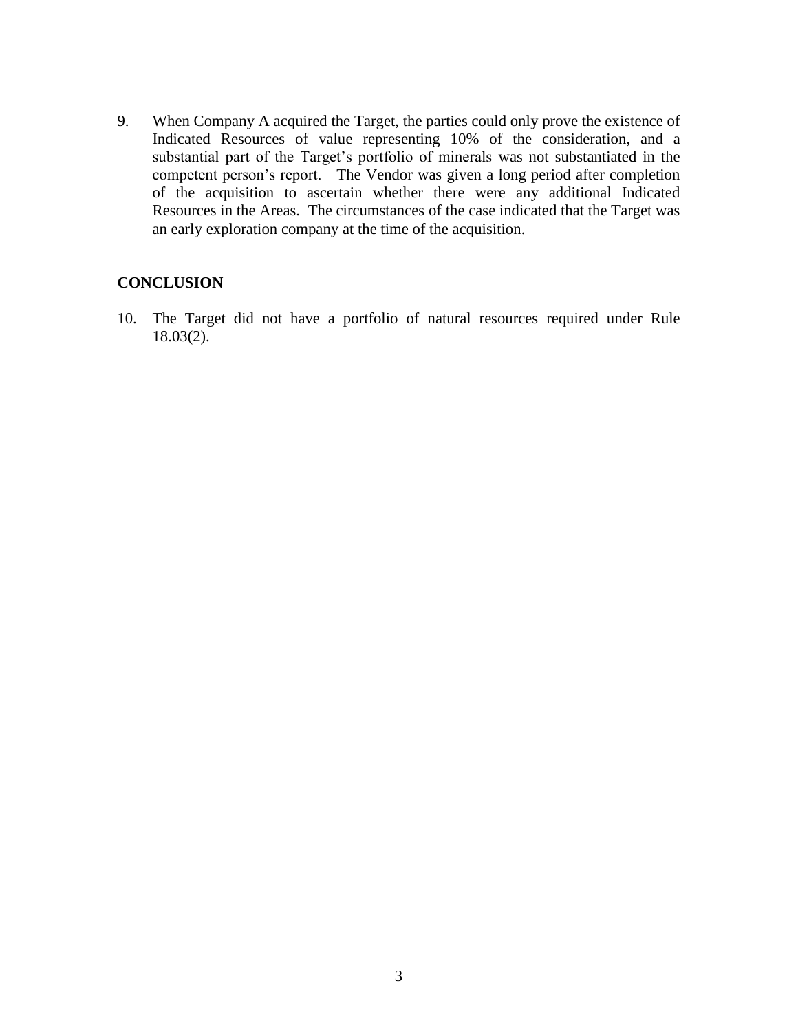9. When Company A acquired the Target, the parties could only prove the existence of Indicated Resources of value representing 10% of the consideration, and a substantial part of the Target's portfolio of minerals was not substantiated in the competent person's report. The Vendor was given a long period after completion of the acquisition to ascertain whether there were any additional Indicated Resources in the Areas. The circumstances of the case indicated that the Target was an early exploration company at the time of the acquisition.

## CONCLUSION

10. The Target did not have a portfolio of natural resources required under Rule 18.03(2).